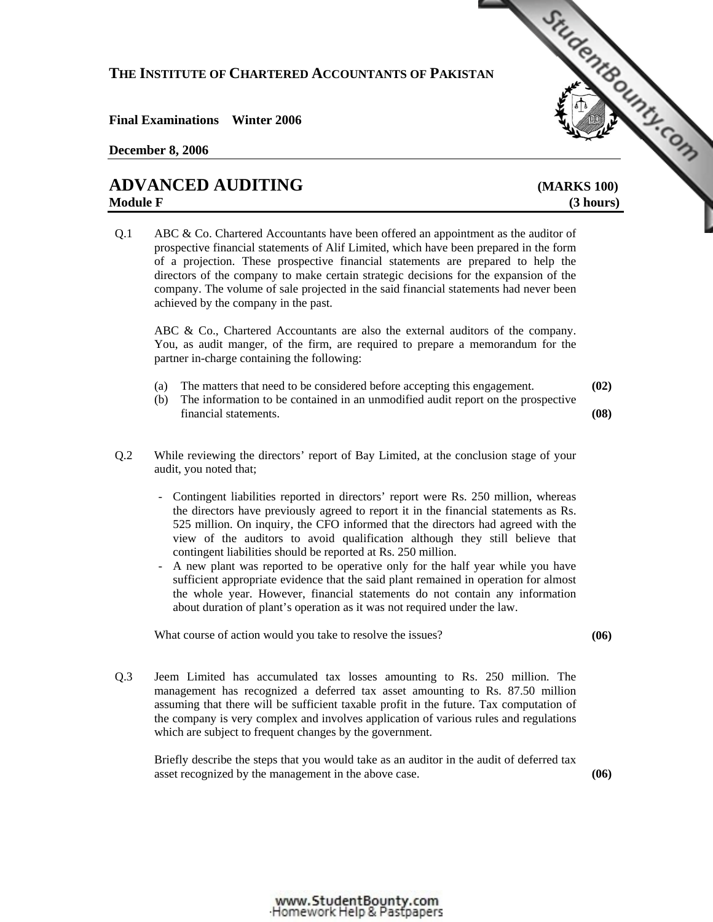**THE INSTITUTE OF CHARTERED ACCOUNTANTS OF PAKISTAN**

**Final Examinations Winter 2006**

**December 8, 2006**

# ADVANCED AUDITING **(MARKS 100)**

**Module F** **(3 hours)**

Q.1 ABC & Co. Chartered Accountants have been offered an appointment as the auditor of prospective financial statements of Alif Limited, which have been prepared in the form of a projection. These prospective financial statements are prepared to help the directors of the company to make certain strategic decisions for the expansion of the company. The volume of sale projected in the said financial statements had never been achieved by the company in the past.

ABC & Co., Chartered Accountants are also the external auditors of the company. You, as audit manger, of the firm, are required to prepare a memorandum for the partner in-charge containing the following:

(a) The matters that need to be considered before accepting this engagement. **(02)**

(b) The information to be contained in an unmodified audit report on the prospective financial statements. **(08)**

Q.2 While reviewing the directors' report of Bay Limited, at the conclusion stage of your audit, you noted that;

- Contingent liabilities reported in directors' report were Rs. 250 million, whereas the directors have previously agreed to report it in the financial statements as Rs. 525 million. On inquiry, the CFO informed that the directors had agreed with the view of the auditors to avoid qualification although they still believe that contingent liabilities should be reported at Rs. 250 million.
- A new plant was reported to be operative only for the half year while you have sufficient appropriate evidence that the said plant remained in operation for almost the whole year. However, financial statements do not contain any information about duration of plant's operation as it was not required under the law.

What course of action would you take to resolve the issues? **(06)**

Q.3 Jeem Limited has accumulated tax losses amounting to Rs. 250 million. The management has recognized a deferred tax asset amounting to Rs. 87.50 million assuming that there will be sufficient taxable profit in the future. Tax computation of the company is very complex and involves application of various rules and regulations which are subject to frequent changes by the government.

Briefly describe the steps that you would take as an auditor in the audit of deferred tax asset recognized by the management in the above case. **(06)**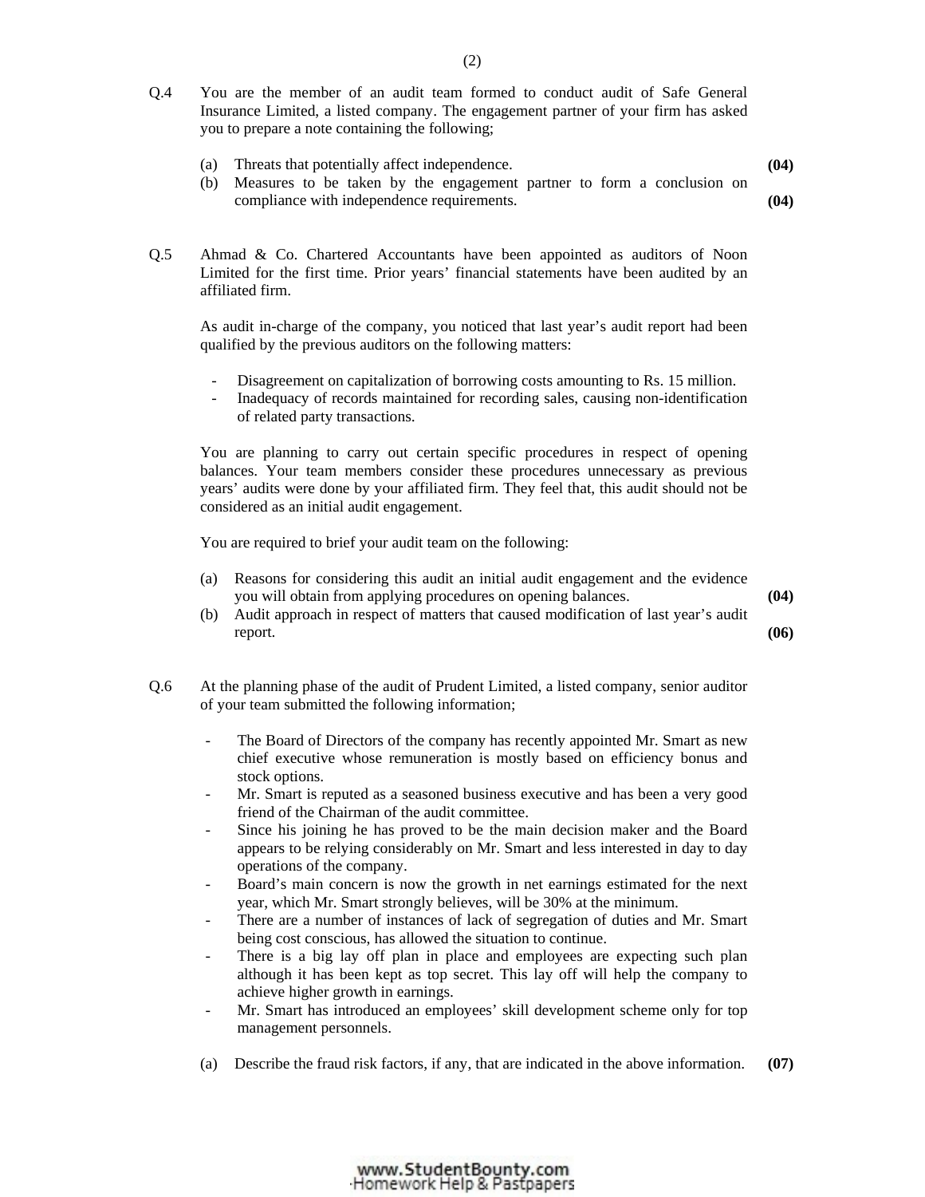Q.4 You are the member of an audit team formed to conduct audit of Safe General Insurance Limited, a listed company. The engagement partner of your firm has asked you to prepare a note containing the following;

(a) Threats that potentially affect independence. **(04)**

(b) Measures to be taken by the engagement partner to form a conclusion on compliance with independence requirements. **(04)**

Q.5 Ahmad & Co. Chartered Accountants have been appointed as auditors of Noon Limited for the first time. Prior years' financial statements have been audited by an affiliated firm.

As audit in-charge of the company, you noticed that last year's audit report had been qualified by the previous auditors on the following matters:

- Disagreement on capitalization of borrowing costs amounting to Rs. 15 million.
- Inadequacy of records maintained for recording sales, causing non-identification of related party transactions.

You are planning to carry out certain specific procedures in respect of opening balances. Your team members consider these procedures unnecessary as previous years' audits were done by your affiliated firm. They feel that, this audit should not be considered as an initial audit engagement.

You are required to brief your audit team on the following:

(a) Reasons for considering this audit an initial audit engagement and the evidence you will obtain from applying procedures on opening balances. **(04)**

(b) Audit approach in respect of matters that caused modification of last year's audit report. **(06)**

Q.6 At the planning phase of the audit of Prudent Limited, a listed company, senior auditor of your team submitted the following information;

- The Board of Directors of the company has recently appointed Mr. Smart as new chief executive whose remuneration is mostly based on efficiency bonus and stock options.
- Mr. Smart is reputed as a seasoned business executive and has been a very good friend of the Chairman of the audit committee.
- Since his joining he has proved to be the main decision maker and the Board appears to be relying considerably on Mr. Smart and less interested in day to day operations of the company.
- Board's main concern is now the growth in net earnings estimated for the next year, which Mr. Smart strongly believes, will be 30% at the minimum.
- There are a number of instances of lack of segregation of duties and Mr. Smart being cost conscious, has allowed the situation to continue.
- There is a big lay off plan in place and employees are expecting such plan although it has been kept as top secret. This lay off will help the company to achieve higher growth in earnings.
- Mr. Smart has introduced an employees' skill development scheme only for top management personnels.

(a) Describe the fraud risk factors, if any, that are indicated in the above information. **(07)**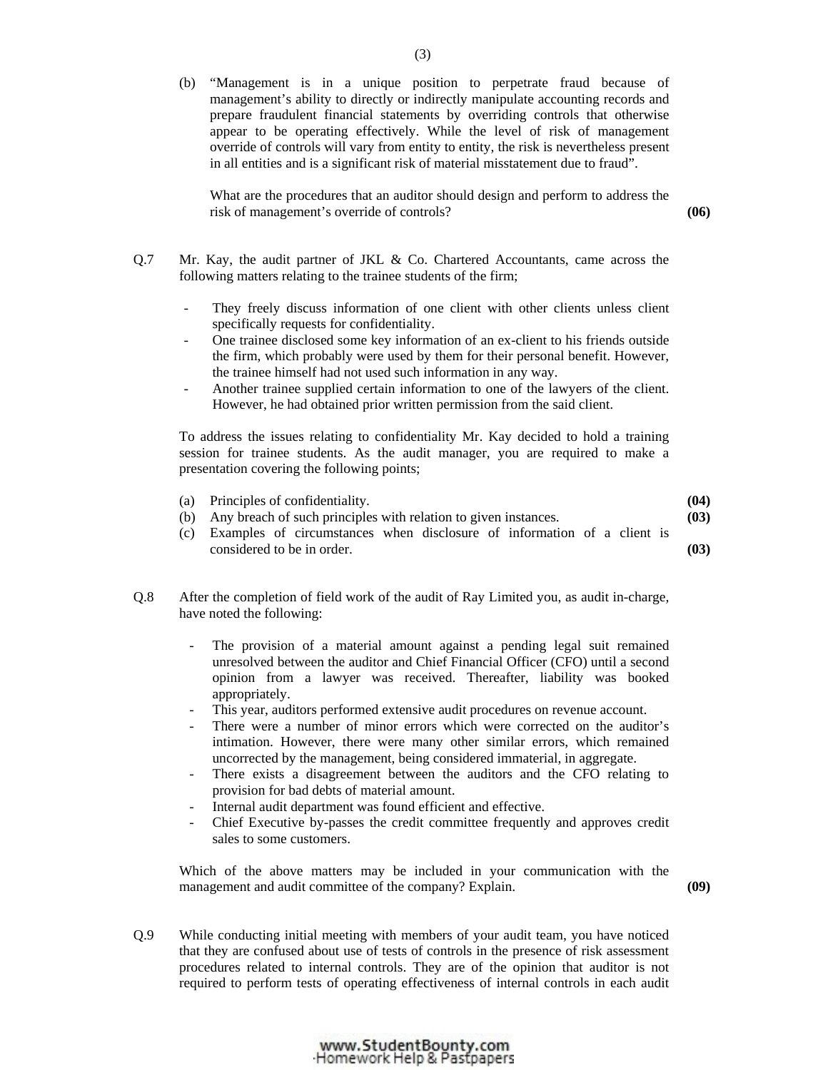(b) "Management is in a unique position to perpetrate fraud because of management's ability to directly or indirectly manipulate accounting records and prepare fraudulent financial statements by overriding controls that otherwise appear to be operating effectively. While the level of risk of management override of controls will vary from entity to entity, the risk is nevertheless present in all entities and is a significant risk of material misstatement due to fraud".

What are the procedures that an auditor should design and perform to address the risk of management's override of controls? **(06)**

Q.7 Mr. Kay, the audit partner of JKL & Co. Chartered Accountants, came across the following matters relating to the trainee students of the firm;

- They freely discuss information of one client with other clients unless client specifically requests for confidentiality.
- One trainee disclosed some key information of an ex-client to his friends outside the firm, which probably were used by them for their personal benefit. However, the trainee himself had not used such information in any way.
- Another trainee supplied certain information to one of the lawyers of the client. However, he had obtained prior written permission from the said client.

To address the issues relating to confidentiality Mr. Kay decided to hold a training session for trainee students. As the audit manager, you are required to make a presentation covering the following points;

(a) Principles of confidentiality. **(04)**

(b) Any breach of such principles with relation to given instances. **(03)**

(c) Examples of circumstances when disclosure of information of a client is considered to be in order. **(03)**

Q.8 After the completion of field work of the audit of Ray Limited you, as audit in-charge, have noted the following:

- The provision of a material amount against a pending legal suit remained unresolved between the auditor and Chief Financial Officer (CFO) until a second opinion from a lawyer was received. Thereafter, liability was booked appropriately.
- This year, auditors performed extensive audit procedures on revenue account.
- There were a number of minor errors which were corrected on the auditor's intimation. However, there were many other similar errors, which remained uncorrected by the management, being considered immaterial, in aggregate.
- There exists a disagreement between the auditors and the CFO relating to provision for bad debts of material amount.
- Internal audit department was found efficient and effective.
- Chief Executive by-passes the credit committee frequently and approves credit sales to some customers.

Which of the above matters may be included in your communication with the management and audit committee of the company? Explain. **(09)**

Q.9 While conducting initial meeting with members of your audit team, you have noticed that they are confused about use of tests of controls in the presence of risk assessment procedures related to internal controls. They are of the opinion that auditor is not required to perform tests of operating effectiveness of internal controls in each audit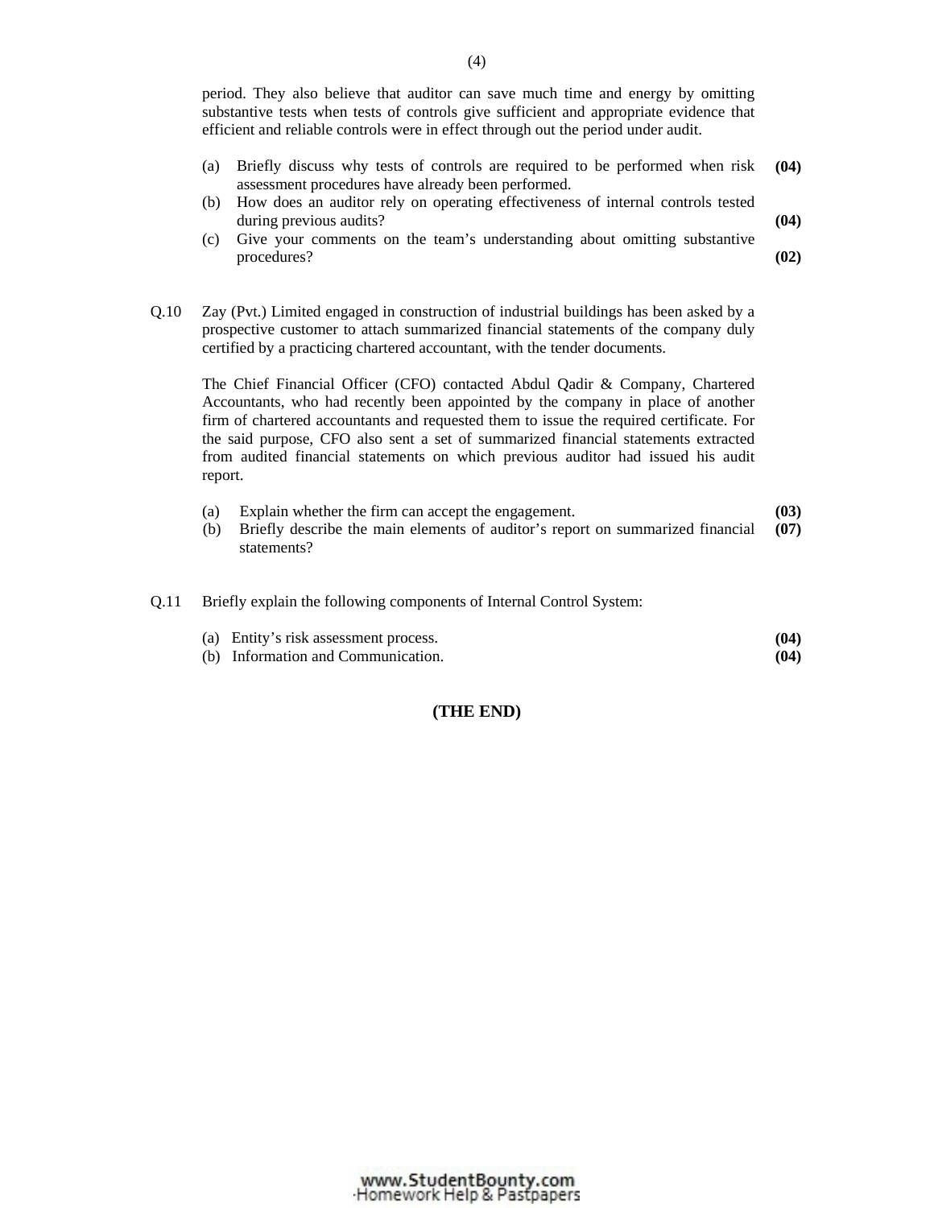period. They also believe that auditor can save much time and energy by omitting substantive tests when tests of controls give sufficient and appropriate evidence that efficient and reliable controls were in effect through out the period under audit.

(a) Briefly discuss why tests of controls are required to be performed when risk assessment procedures have already been performed. **(04)**

(b) How does an auditor rely on operating effectiveness of internal controls tested during previous audits? **(04)**

(c) Give your comments on the team's understanding about omitting substantive procedures? **(02)**

Q.10 Zay (Pvt.) Limited engaged in construction of industrial buildings has been asked by a prospective customer to attach summarized financial statements of the company duly certified by a practicing chartered accountant, with the tender documents.

The Chief Financial Officer (CFO) contacted Abdul Qadir & Company, Chartered Accountants, who had recently been appointed by the company in place of another firm of chartered accountants and requested them to issue the required certificate. For the said purpose, CFO also sent a set of summarized financial statements extracted from audited financial statements on which previous auditor had issued his audit report.

(a) Explain whether the firm can accept the engagement. **(03)**

(b) Briefly describe the main elements of auditor's report on summarized financial statements? **(07)**

Q.11 Briefly explain the following components of Internal Control System:

(a) Entity's risk assessment process. **(04)**

(b) Information and Communication. **(04)**

**(THE END)**